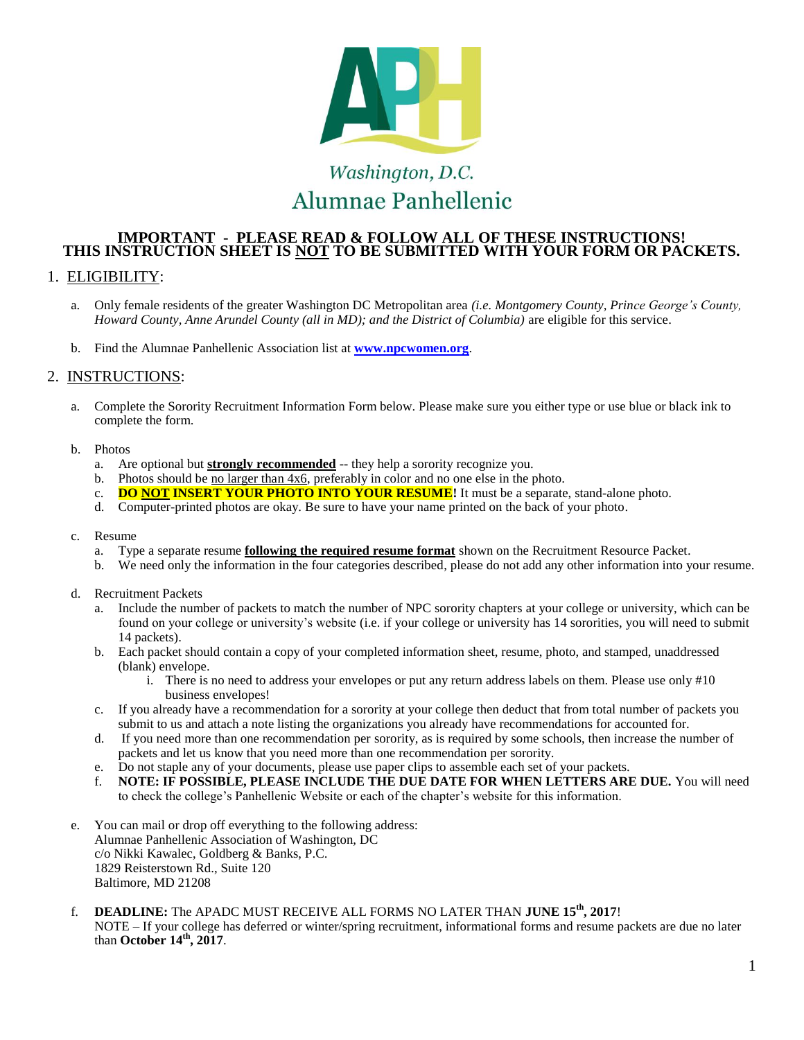Washington, D.C.
Alumnae Panhellenic

**IMPORTANT - PLEASE READ & FOLLOW ALL OF THESE INSTRUCTIONS!**
**THIS INSTRUCTION SHEET IS NOT TO BE SUBMITTED WITH YOUR FORM OR PACKETS.**

## 1. ELIGIBILITY:

a. Only female residents of the greater Washington DC Metropolitan area *(i.e. Montgomery County, Prince George's County, Howard County, Anne Arundel County (all in MD); and the District of Columbia)* are eligible for this service.

b. Find the Alumnae Panhellenic Association list at **www.npcwomen.org**.

## 2. INSTRUCTIONS:

a. Complete the Sorority Recruitment Information Form below. Please make sure you either type or use blue or black ink to complete the form.

b. Photos
   a. Are optional but **strongly recommended** -- they help a sorority recognize you.
   b. Photos should be no larger than 4x6, preferably in color and no one else in the photo.
   c. **DO NOT INSERT YOUR PHOTO INTO YOUR RESUME!** It must be a separate, stand-alone photo.
   d. Computer-printed photos are okay. Be sure to have your name printed on the back of your photo.

c. Resume
   a. Type a separate resume **following the required resume format** shown on the Recruitment Resource Packet.
   b. We need only the information in the four categories described, please do not add any other information into your resume.

d. Recruitment Packets
   a. Include the number of packets to match the number of NPC sorority chapters at your college or university, which can be found on your college or university's website (i.e. if your college or university has 14 sororities, you will need to submit 14 packets).
   b. Each packet should contain a copy of your completed information sheet, resume, photo, and stamped, unaddressed (blank) envelope.
      i. There is no need to address your envelopes or put any return address labels on them. Please use only #10 business envelopes!
   c. If you already have a recommendation for a sorority at your college then deduct that from total number of packets you submit to us and attach a note listing the organizations you already have recommendations for accounted for.
   d. If you need more than one recommendation per sorority, as is required by some schools, then increase the number of packets and let us know that you need more than one recommendation per sorority.
   e. Do not staple any of your documents, please use paper clips to assemble each set of your packets.
   f. **NOTE: IF POSSIBLE, PLEASE INCLUDE THE DUE DATE FOR WHEN LETTERS ARE DUE.** You will need to check the college's Panhellenic Website or each of the chapter's website for this information.

e. You can mail or drop off everything to the following address:
   Alumnae Panhellenic Association of Washington, DC
   c/o Nikki Kawalec, Goldberg & Banks, P.C.
   1829 Reisterstown Rd., Suite 120
   Baltimore, MD 21208

f. **DEADLINE:** The APADC MUST RECEIVE ALL FORMS NO LATER THAN **JUNE 15th, 2017**!
   NOTE – If your college has deferred or winter/spring recruitment, informational forms and resume packets are due no later than **October 14th, 2017**.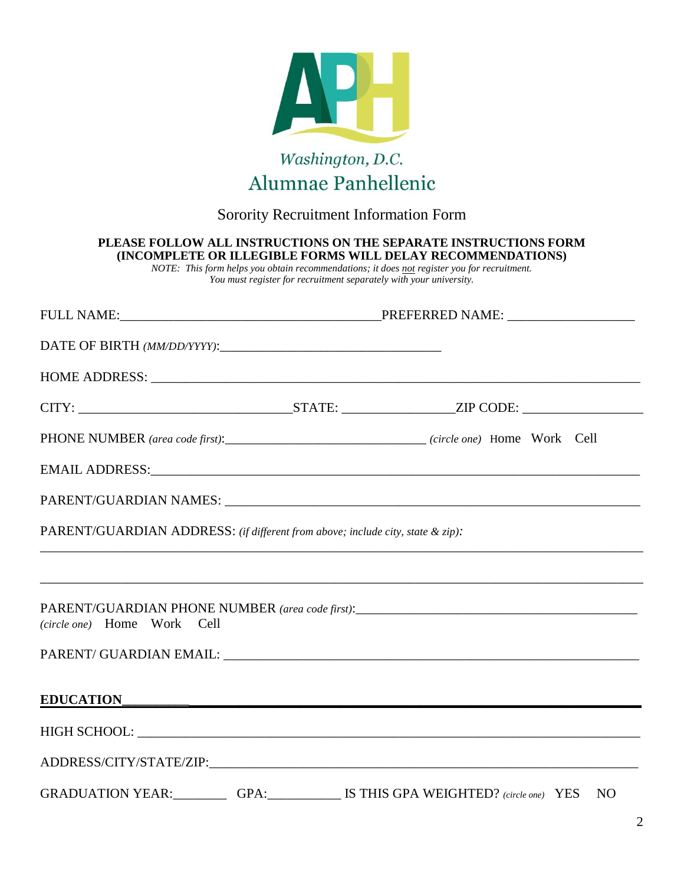Washington, D.C.

# Alumnae Panhellenic

## Sorority Recruitment Information Form

**PLEASE FOLLOW ALL INSTRUCTIONS ON THE SEPARATE INSTRUCTIONS FORM**
**(INCOMPLETE OR ILLEGIBLE FORMS WILL DELAY RECOMMENDATIONS)**

*NOTE: This form helps you obtain recommendations; it does not register you for recruitment. You must register for recruitment separately with your university.*

FULL NAME:_______________________________________PREFERRED NAME: ___________________

DATE OF BIRTH *(MM/DD/YYYY)*:_________________________________

HOME ADDRESS: ___________________________________________________________________________

CITY: ________________________________STATE: ________________ZIP CODE: __________________

PHONE NUMBER *(area code first)*:______________________________ *(circle one)* Home Work Cell

EMAIL ADDRESS:___________________________________________________________________________

PARENT/GUARDIAN NAMES: _________________________________________________________________

PARENT/GUARDIAN ADDRESS: *(if different from above; include city, state & zip)*:

_____________________________________________________________________________________________

_____________________________________________________________________________________________

PARENT/GUARDIAN PHONE NUMBER *(area code first)*:___________________________________________
*(circle one)* Home Work Cell

PARENT/ GUARDIAN EMAIL: _______________________________________________________________

**EDUCATION**

HIGH SCHOOL: ____________________________________________________________________________

ADDRESS/CITY/STATE/ZIP:__________________________________________________________________

GRADUATION YEAR:________ GPA:__________ IS THIS GPA WEIGHTED? *(circle one)* YES NO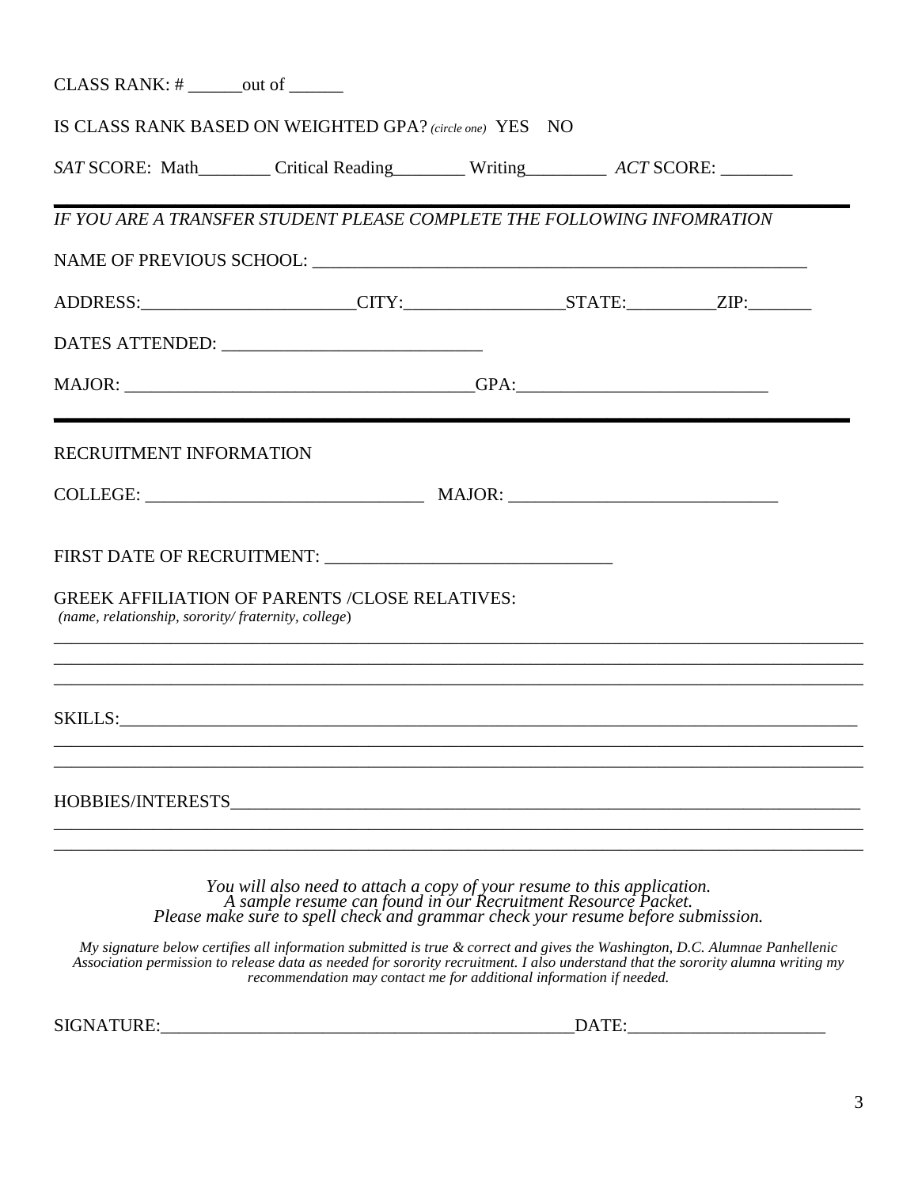CLASS RANK: # ______out of ______

IS CLASS RANK BASED ON WEIGHTED GPA? *(circle one)* YES NO

*SAT* SCORE: Math________ Critical Reading________ Writing_________ *ACT* SCORE: ________

---

*IF YOU ARE A TRANSFER STUDENT PLEASE COMPLETE THE FOLLOWING INFOMRATION*

NAME OF PREVIOUS SCHOOL: ________________________________________________________

ADDRESS:_______________________CITY:_________________STATE:__________ZIP:_______

DATES ATTENDED: ____________________________

MAJOR: ______________________________________GPA:___________________________

---

RECRUITMENT INFORMATION

COLLEGE: ______________________________ MAJOR: _____________________________

FIRST DATE OF RECRUITMENT: _______________________________

GREEK AFFILIATION OF PARENTS /CLOSE RELATIVES:
*(name, relationship, sorority/ fraternity, college)*

_____________________________________________________________________________________
_____________________________________________________________________________________
_____________________________________________________________________________________

SKILLS:______________________________________________________________________________
_____________________________________________________________________________________
_____________________________________________________________________________________

HOBBIES/INTERESTS____________________________________________________________________
_____________________________________________________________________________________
_____________________________________________________________________________________

*You will also need to attach a copy of your resume to this application.*
*A sample resume can found in our Recruitment Resource Packet.*
*Please make sure to spell check and grammar check your resume before submission.*

*My signature below certifies all information submitted is true & correct and gives the Washington, D.C. Alumnae Panhellenic Association permission to release data as needed for sorority recruitment. I also understand that the sorority alumna writing my recommendation may contact me for additional information if needed.*

SIGNATURE:_______________________________________________DATE:_____________________